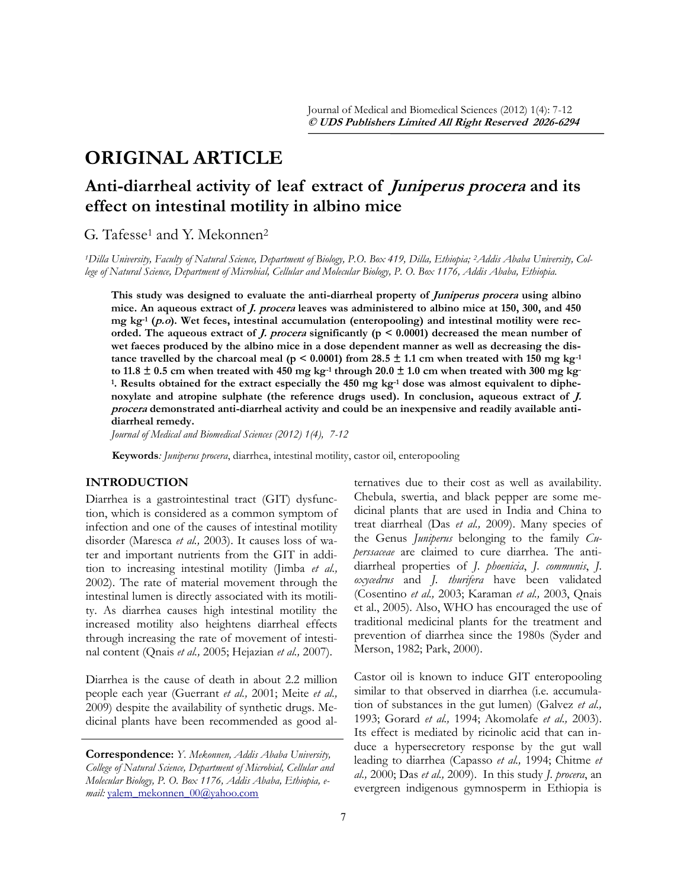# ORIGINAL ARTICLE

## Anti-diarrheal activity of leaf extract of *Juniperus procera* and its effect on intestinal motility in albino mice

G. Tafesse[1] and Y. Mekonnen[2]

*[1]Dilla University, Faculty of Natural Science, Department of Biology, P.O. Box 419, Dilla, Ethiopia; [2]Addis Ababa University, College of Natural Science, Department of Microbial, Cellular and Molecular Biology, P. O. Box 1176, Addis Ababa, Ethiopia.*

**This study was designed to evaluate the anti-diarrheal property of *Juniperus procera* using albino mice. An aqueous extract of *J. procera* leaves was administered to albino mice at 150, 300, and 450 mg kg$^{-1}$ (*p.o*). Wet feces, intestinal accumulation (enteropooling) and intestinal motility were recorded. The aqueous extract of *J. procera* significantly ($p < 0.0001$) decreased the mean number of wet faeces produced by the albino mice in a dose dependent manner as well as decreasing the distance travelled by the charcoal meal ($p < 0.0001$) from 28.5 ± 1.1 cm when treated with 150 mg kg$^{-1}$ to 11.8 ± 0.5 cm when treated with 450 mg kg$^{-1}$ through 20.0 ± 1.0 cm when treated with 300 mg kg$^{-1}$. Results obtained for the extract especially the 450 mg kg$^{-1}$ dose was almost equivalent to diphenoxylate and atropine sulphate (the reference drugs used). In conclusion, aqueous extract of *J. procera* demonstrated anti-diarrheal activity and could be an inexpensive and readily available anti-diarrheal remedy.**

*Journal of Medical and Biomedical Sciences (2012) 1(4), 7-12*

**Keywords**: *Juniperus procera*, diarrhea, intestinal motility, castor oil, enteropooling

## INTRODUCTION

Diarrhea is a gastrointestinal tract (GIT) dysfunction, which is considered as a common symptom of infection and one of the causes of intestinal motility disorder (Maresca *et al.,* 2003). It causes loss of water and important nutrients from the GIT in addition to increasing intestinal motility (Jimba *et al.,* 2002). The rate of material movement through the intestinal lumen is directly associated with its motility. As diarrhea causes high intestinal motility the increased motility also heightens diarrheal effects through increasing the rate of movement of intestinal content (Qnais *et al.,* 2005; Hejazian *et al.,* 2007).

Diarrhea is the cause of death in about 2.2 million people each year (Guerrant *et al.,* 2001; Meite *et al.,* 2009) despite the availability of synthetic drugs. Medicinal plants have been recommended as good alternatives due to their cost as well as availability. Chebula, swertia, and black pepper are some medicinal plants that are used in India and China to treat diarrheal (Das *et al.,* 2009). Many species of the Genus *Juniperus* belonging to the family *Cuperssaceae* are claimed to cure diarrhea. The anti-diarrheal properties of *J. phoenicia*, *J. communis*, *J. oxycedrus* and *J. thurifera* have been validated (Cosentino *et al.,* 2003; Karaman *et al.,* 2003, Qnais et al., 2005). Also, WHO has encouraged the use of traditional medicinal plants for the treatment and prevention of diarrhea since the 1980s (Syder and Merson, 1982; Park, 2000).

Castor oil is known to induce GIT enteropooling similar to that observed in diarrhea (i.e. accumulation of substances in the gut lumen) (Galvez *et al.,* 1993; Gorard *et al.,* 1994; Akomolafe *et al.,* 2003). Its effect is mediated by ricinolic acid that can induce a hypersecretory response by the gut wall leading to diarrhea (Capasso *et al.,* 1994; Chitme *et al.,* 2000; Das *et al.,* 2009). In this study *J. procera*, an evergreen indigenous gymnosperm in Ethiopia is

**Correspondence:** *Y. Mekonnen, Addis Ababa University, College of Natural Science, Department of Microbial, Cellular and Molecular Biology, P. O. Box 1176, Addis Ababa, Ethiopia, e-mail:* yalem_mekonnen_00@yahoo.com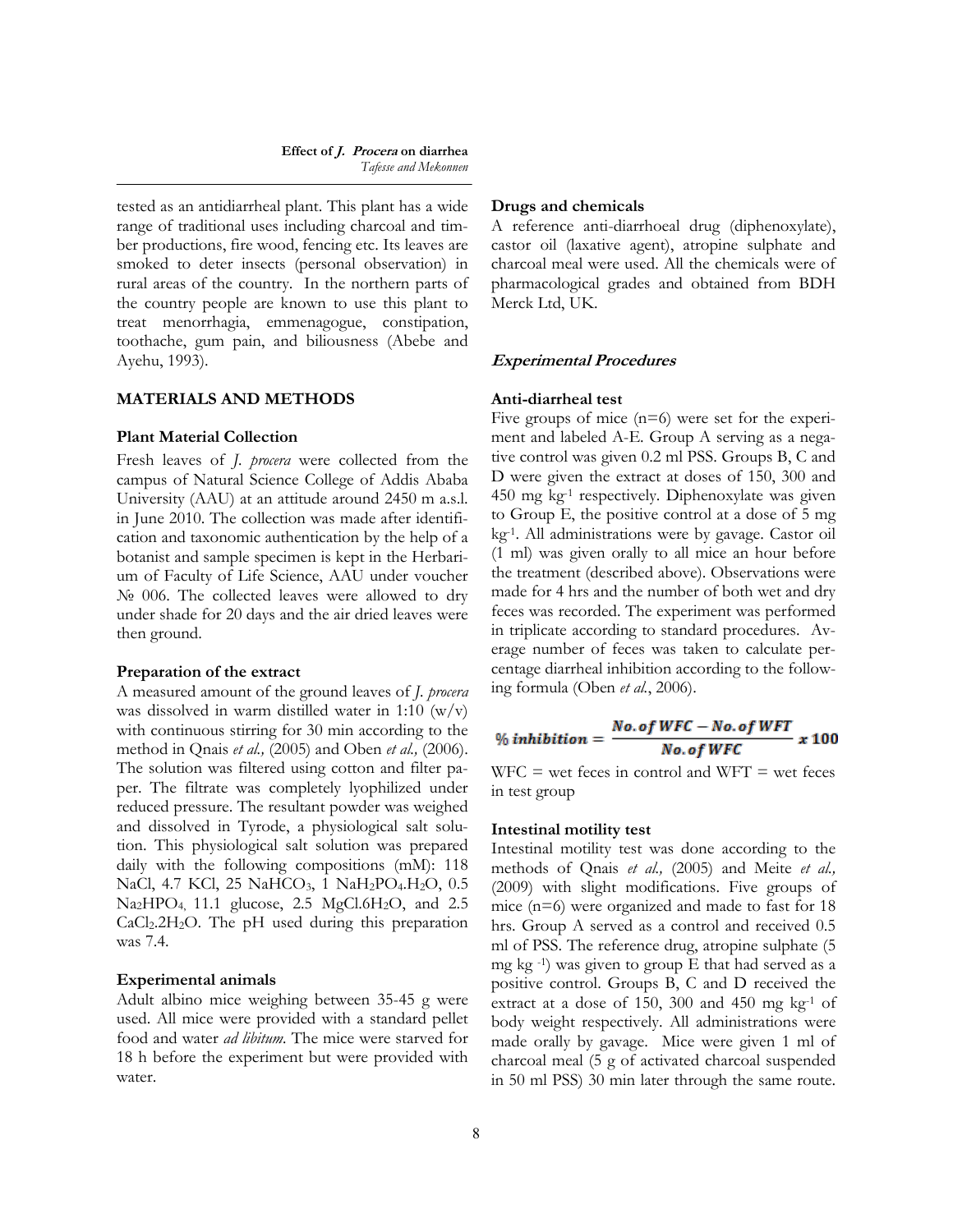tested as an antidiarrheal plant. This plant has a wide range of traditional uses including charcoal and timber productions, fire wood, fencing etc. Its leaves are smoked to deter insects (personal observation) in rural areas of the country. In the northern parts of the country people are known to use this plant to treat menorrhagia, emmenagogue, constipation, toothache, gum pain, and biliousness (Abebe and Ayehu, 1993).

## MATERIALS AND METHODS

### Plant Material Collection

Fresh leaves of *J. procera* were collected from the campus of Natural Science College of Addis Ababa University (AAU) at an attitude around 2450 m a.s.l. in June 2010. The collection was made after identification and taxonomic authentication by the help of a botanist and sample specimen is kept in the Herbarium of Faculty of Life Science, AAU under voucher № 006. The collected leaves were allowed to dry under shade for 20 days and the air dried leaves were then ground.

### Preparation of the extract

A measured amount of the ground leaves of *J. procera* was dissolved in warm distilled water in 1:10 (w/v) with continuous stirring for 30 min according to the method in Qnais *et al.,* (2005) and Oben *et al.,* (2006). The solution was filtered using cotton and filter paper. The filtrate was completely lyophilized under reduced pressure. The resultant powder was weighed and dissolved in Tyrode, a physiological salt solution. This physiological salt solution was prepared daily with the following compositions (mM): 118 NaCl, 4.7 KCl, 25 $NaHCO_3$, 1 $NaH_2PO_4.H_2O$, 0.5 $Na_2HPO_4$, 11.1 glucose, 2.5 $MgCl.6H_2O$, and 2.5 $CaCl_2.2H_2O$. The pH used during this preparation was 7.4.

### Experimental animals

Adult albino mice weighing between 35-45 g were used. All mice were provided with a standard pellet food and water *ad libitum*. The mice were starved for 18 h before the experiment but were provided with water.

### Drugs and chemicals

A reference anti-diarrhoeal drug (diphenoxylate), castor oil (laxative agent), atropine sulphate and charcoal meal were used. All the chemicals were of pharmacological grades and obtained from BDH Merck Ltd, UK.

### *Experimental Procedures*

### Anti-diarrheal test

Five groups of mice (n=6) were set for the experiment and labeled A-E. Group A serving as a negative control was given 0.2 ml PSS. Groups B, C and D were given the extract at doses of 150, 300 and 450 mg $kg^{-1}$ respectively. Diphenoxylate was given to Group E, the positive control at a dose of 5 mg $kg^{-1}$. All administrations were by gavage. Castor oil (1 ml) was given orally to all mice an hour before the treatment (described above). Observations were made for 4 hrs and the number of both wet and dry feces was recorded. The experiment was performed in triplicate according to standard procedures. Average number of feces was taken to calculate percentage diarrheal inhibition according to the following formula (Oben *et al.*, 2006).

$$\%\ inhibition = \frac{No.\ of\ WFC - No.\ of\ WFT}{No.\ of\ WFC} \times 100$$

WFC = wet feces in control and WFT = wet feces in test group

### Intestinal motility test

Intestinal motility test was done according to the methods of Qnais *et al.,* (2005) and Meite *et al.,* (2009) with slight modifications. Five groups of mice (n=6) were organized and made to fast for 18 hrs. Group A served as a control and received 0.5 ml of PSS. The reference drug, atropine sulphate (5 mg $kg^{-1}$) was given to group E that had served as a positive control. Groups B, C and D received the extract at a dose of 150, 300 and 450 mg $kg^{-1}$ of body weight respectively. All administrations were made orally by gavage. Mice were given 1 ml of charcoal meal (5 g of activated charcoal suspended in 50 ml PSS) 30 min later through the same route.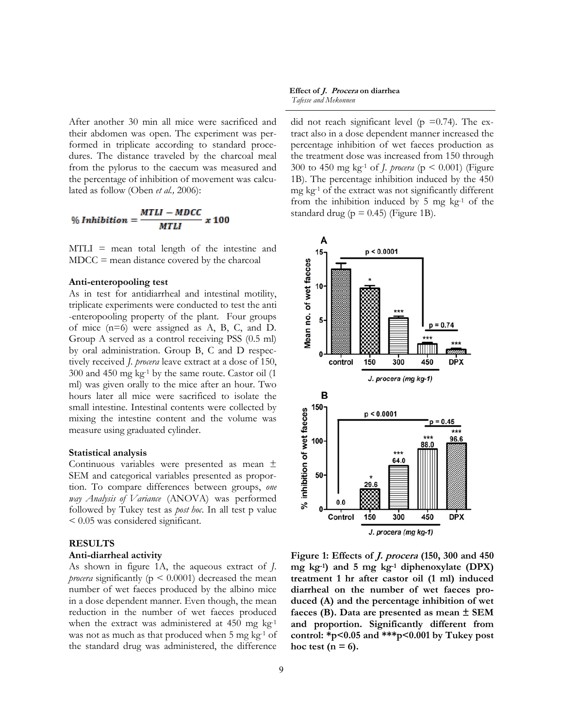After another 30 min all mice were sacrificed and their abdomen was open. The experiment was performed in triplicate according to standard procedures. The distance traveled by the charcoal meal from the pylorus to the caecum was measured and the percentage of inhibition of movement was calculated as follow (Oben *et al.,* 2006):

$$\% \, Inhibition = \frac{MTLI - MDCC}{MTLI} \times 100$$

MTLI = mean total length of the intestine and MDCC = mean distance covered by the charcoal

### Anti-enteropooling test

As in test for antidiarrheal and intestinal motility, triplicate experiments were conducted to test the anti-enteropooling property of the plant. Four groups of mice (n=6) were assigned as A, B, C, and D. Group A served as a control receiving PSS (0.5 ml) by oral administration. Group B, C and D respectively received *J. procera* leave extract at a dose of 150, 300 and 450 mg kg$^{-1}$ by the same route. Castor oil (1 ml) was given orally to the mice after an hour. Two hours later all mice were sacrificed to isolate the small intestine. Intestinal contents were collected by mixing the intestine content and the volume was measure using graduated cylinder.

### Statistical analysis

Continuous variables were presented as mean ± SEM and categorical variables presented as proportion. To compare differences between groups, *one way Analysis of Variance* (ANOVA) was performed followed by Tukey test as *post hoc*. In all test p value < 0.05 was considered significant.

## RESULTS

### Anti-diarrheal activity

As shown in figure 1A, the aqueous extract of *J. procera* significantly ($p < 0.0001$) decreased the mean number of wet faeces produced by the albino mice in a dose dependent manner. Even though, the mean reduction in the number of wet faeces produced when the extract was administered at 450 mg kg$^{-1}$ was not as much as that produced when 5 mg kg$^{-1}$ of the standard drug was administered, the difference did not reach significant level ($p = 0.74$). The extract also in a dose dependent manner increased the percentage inhibition of wet faeces production as the treatment dose was increased from 150 through 300 to 450 mg kg$^{-1}$ of *J. procera* ($p < 0.001$) (Figure 1B). The percentage inhibition induced by the 450 mg kg$^{-1}$ of the extract was not significantly different from the inhibition induced by 5 mg kg$^{-1}$ of the standard drug ($p = 0.45$) (Figure 1B).

**Figure 1: Effects of *J. procera* (150, 300 and 450 mg kg$^{-1}$) and 5 mg kg$^{-1}$ diphenoxylate (DPX) treatment 1 hr after castor oil (1 ml) induced diarrheal on the number of wet faeces produced (A) and the percentage inhibition of wet faeces (B). Data are presented as mean ± SEM and proportion. Significantly different from control: \*p<0.05 and \*\*\*p<0.001 by Tukey post hoc test (n = 6).**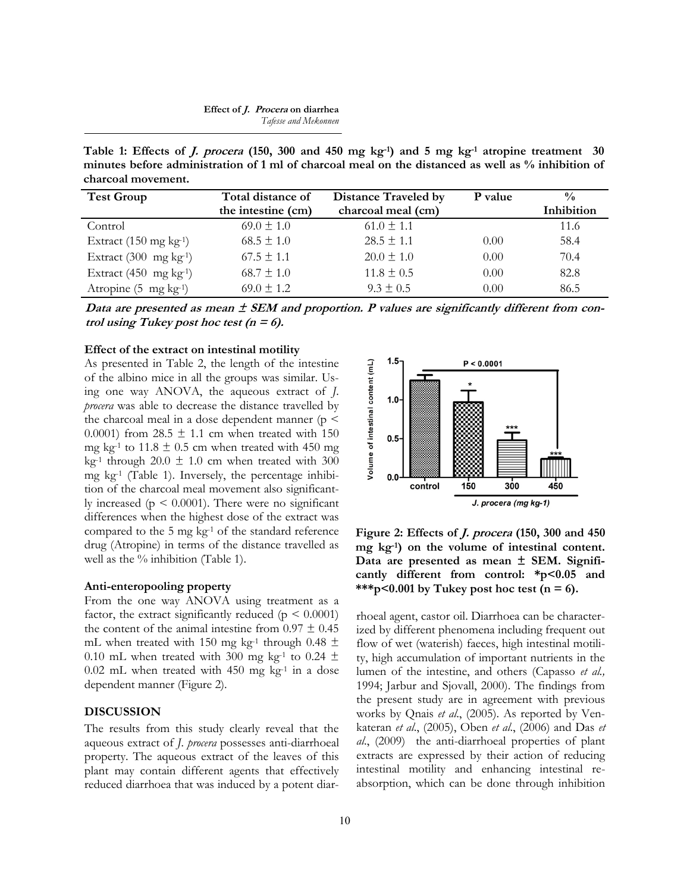**Table 1: Effects of *J. procera* (150, 300 and 450 mg kg$^{-1}$) and 5 mg kg$^{-1}$ atropine treatment 30 minutes before administration of 1 ml of charcoal meal on the distanced as well as % inhibition of charcoal movement.**

| Test Group | Total distance of the intestine (cm) | Distance Traveled by charcoal meal (cm) | P value | % Inhibition |
|---|---|---|---|---|
| Control | 69.0 ± 1.0 | 61.0 ± 1.1 | | 11.6 |
| Extract (150 mg kg$^{-1}$) | 68.5 ± 1.0 | 28.5 ± 1.1 | 0.00 | 58.4 |
| Extract (300 mg kg$^{-1}$) | 67.5 ± 1.1 | 20.0 ± 1.0 | 0.00 | 70.4 |
| Extract (450 mg kg$^{-1}$) | 68.7 ± 1.0 | 11.8 ± 0.5 | 0.00 | 82.8 |
| Atropine (5 mg kg$^{-1}$) | 69.0 ± 1.2 | 9.3 ± 0.5 | 0.00 | 86.5 |

***Data are presented as mean ± SEM and proportion. P values are significantly different from control using Tukey post hoc test (n = 6).***

### Effect of the extract on intestinal motility

As presented in Table 2, the length of the intestine of the albino mice in all the groups was similar. Using one way ANOVA, the aqueous extract of *J. procera* was able to decrease the distance travelled by the charcoal meal in a dose dependent manner ($p < 0.0001$) from 28.5 ± 1.1 cm when treated with 150 mg kg$^{-1}$ to 11.8 ± 0.5 cm when treated with 450 mg kg$^{-1}$ through 20.0 ± 1.0 cm when treated with 300 mg kg$^{-1}$ (Table 1). Inversely, the percentage inhibition of the charcoal meal movement also significantly increased ($p < 0.0001$). There were no significant differences when the highest dose of the extract was compared to the 5 mg kg$^{-1}$ of the standard reference drug (Atropine) in terms of the distance travelled as well as the % inhibition (Table 1).

### Anti-enteropooling property

From the one way ANOVA using treatment as a factor, the extract significantly reduced ($p < 0.0001$) the content of the animal intestine from 0.97 ± 0.45 mL when treated with 150 mg kg$^{-1}$ through 0.48 ± 0.10 mL when treated with 300 mg kg$^{-1}$ to 0.24 ± 0.02 mL when treated with 450 mg kg$^{-1}$ in a dose dependent manner (Figure 2).

**Figure 2: Effects of *J. procera* (150, 300 and 450 mg kg$^{-1}$) on the volume of intestinal content. Data are presented as mean ± SEM. Significantly different from control: *p<0.05 and ***p<0.001 by Tukey post hoc test (n = 6).**

## DISCUSSION

The results from this study clearly reveal that the aqueous extract of *J. procera* possesses anti-diarrhoeal property. The aqueous extract of the leaves of this plant may contain different agents that effectively reduced diarrhoea that was induced by a potent diarrhoeal agent, castor oil. Diarrhoea can be characterized by different phenomena including frequent out flow of wet (waterish) faeces, high intestinal motility, high accumulation of important nutrients in the lumen of the intestine, and others (Capasso *et al.,* 1994; Jarbur and Sjovall, 2000). The findings from the present study are in agreement with previous works by Qnais *et al*., (2005). As reported by Venkateran *et al*., (2005), Oben *et al*., (2006) and Das *et al*., (2009) the anti-diarrhoeal properties of plant extracts are expressed by their action of reducing intestinal motility and enhancing intestinal re-absorption, which can be done through inhibition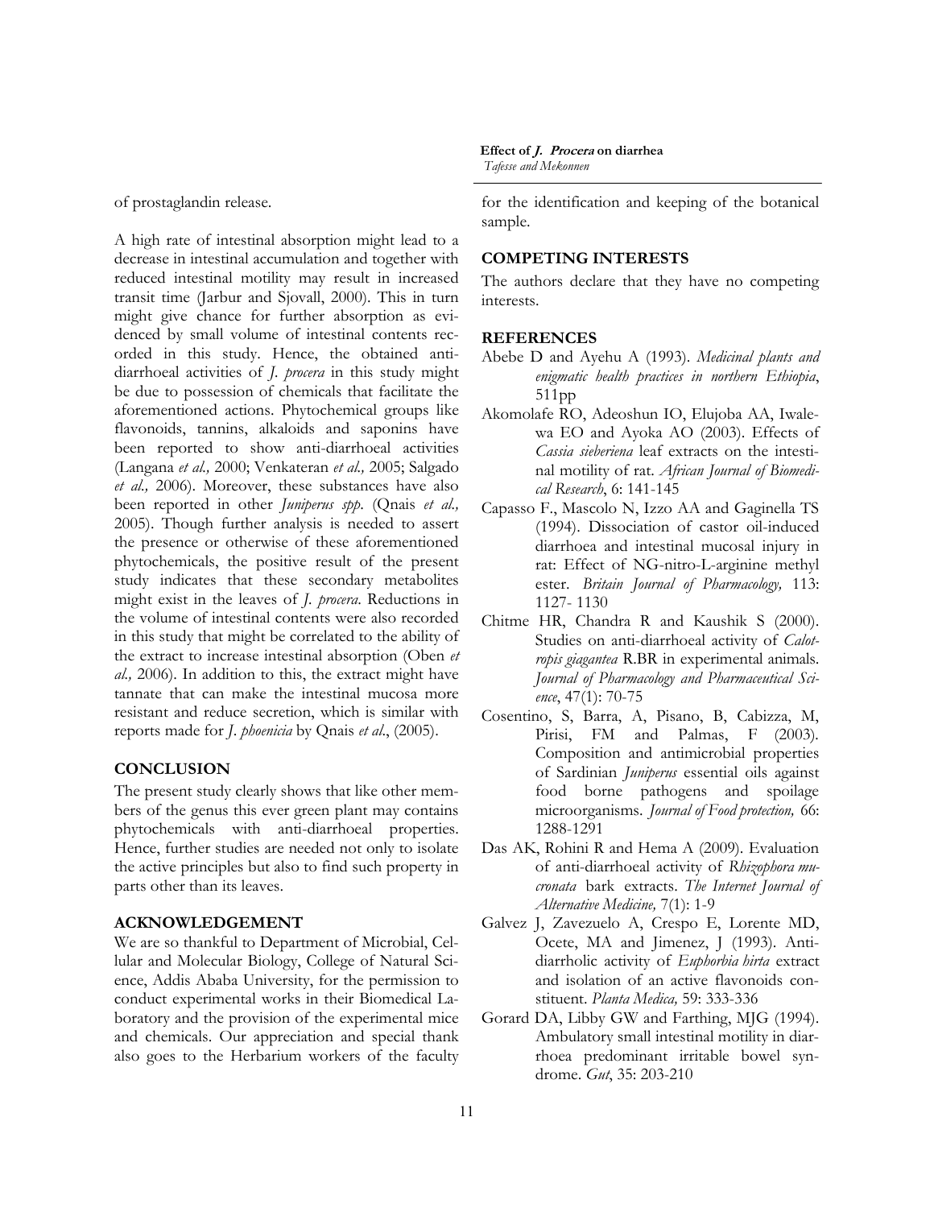of prostaglandin release.

A high rate of intestinal absorption might lead to a decrease in intestinal accumulation and together with reduced intestinal motility may result in increased transit time (Jarbur and Sjovall, 2000). This in turn might give chance for further absorption as evidenced by small volume of intestinal contents recorded in this study. Hence, the obtained anti-diarrhoeal activities of *J. procera* in this study might be due to possession of chemicals that facilitate the aforementioned actions. Phytochemical groups like flavonoids, tannins, alkaloids and saponins have been reported to show anti-diarrhoeal activities (Langana *et al.,* 2000; Venkateran *et al.,* 2005; Salgado *et al.,* 2006). Moreover, these substances have also been reported in other *Juniperus spp*. (Qnais *et al.,* 2005). Though further analysis is needed to assert the presence or otherwise of these aforementioned phytochemicals, the positive result of the present study indicates that these secondary metabolites might exist in the leaves of *J. procera*. Reductions in the volume of intestinal contents were also recorded in this study that might be correlated to the ability of the extract to increase intestinal absorption (Oben *et al.,* 2006). In addition to this, the extract might have tannate that can make the intestinal mucosa more resistant and reduce secretion, which is similar with reports made for *J. phoenicia* by Qnais *et al*., (2005).

## CONCLUSION

The present study clearly shows that like other members of the genus this ever green plant may contains phytochemicals with anti-diarrhoeal properties. Hence, further studies are needed not only to isolate the active principles but also to find such property in parts other than its leaves.

## ACKNOWLEDGEMENT

We are so thankful to Department of Microbial, Cellular and Molecular Biology, College of Natural Science, Addis Ababa University, for the permission to conduct experimental works in their Biomedical Laboratory and the provision of the experimental mice and chemicals. Our appreciation and special thank also goes to the Herbarium workers of the faculty for the identification and keeping of the botanical sample.

## COMPETING INTERESTS

The authors declare that they have no competing interests.

## REFERENCES

Abebe D and Ayehu A (1993). *Medicinal plants and enigmatic health practices in northern Ethiopia*, 511pp

Akomolafe RO, Adeoshun IO, Elujoba AA, Iwalewa EO and Ayoka AO (2003). Effects of *Cassia sieberiena* leaf extracts on the intestinal motility of rat. *African Journal of Biomedical Research*, 6: 141-145

Capasso F., Mascolo N, Izzo AA and Gaginella TS (1994). Dissociation of castor oil-induced diarrhoea and intestinal mucosal injury in rat: Effect of NG-nitro-L-arginine methyl ester. *Britain Journal of Pharmacology,* 113: 1127- 1130

Chitme HR, Chandra R and Kaushik S (2000). Studies on anti-diarrhoeal activity of *Calotropis giagantea* R.BR in experimental animals. *Journal of Pharmacology and Pharmaceutical Science*, 47(1): 70-75

Cosentino, S, Barra, A, Pisano, B, Cabizza, M, Pirisi, FM and Palmas, F (2003). Composition and antimicrobial properties of Sardinian *Juniperus* essential oils against food borne pathogens and spoilage microorganisms. *Journal of Food protection,* 66: 1288-1291

Das AK, Rohini R and Hema A (2009). Evaluation of anti-diarrhoeal activity of *Rhizophora mucronata* bark extracts. *The Internet Journal of Alternative Medicine,* 7(1): 1-9

Galvez J, Zavezuelo A, Crespo E, Lorente MD, Ocete, MA and Jimenez, J (1993). Antidiarrholic activity of *Euphorbia hirta* extract and isolation of an active flavonoids constituent. *Planta Medica,* 59: 333-336

Gorard DA, Libby GW and Farthing, MJG (1994). Ambulatory small intestinal motility in diarrhoea predominant irritable bowel syndrome. *Gut*, 35: 203-210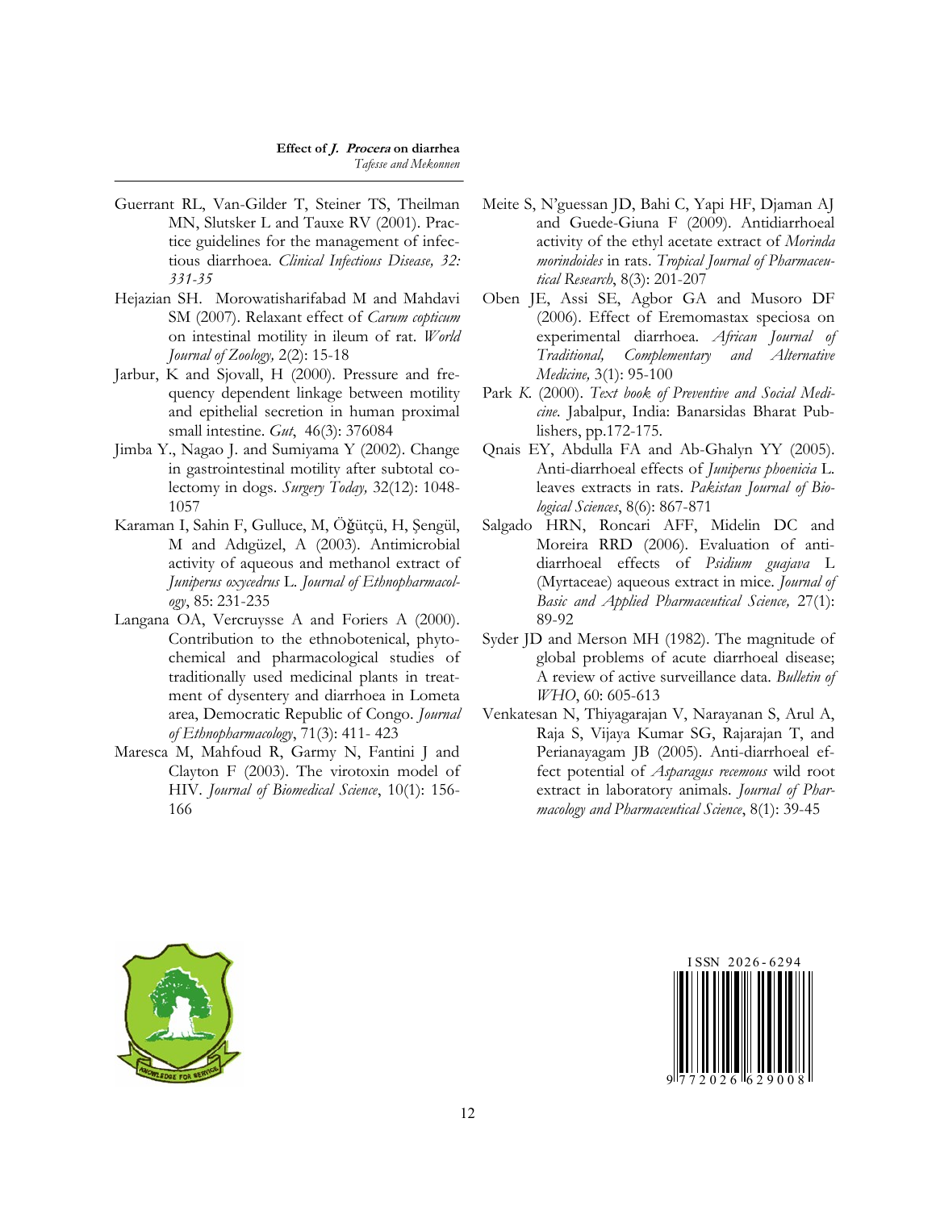Guerrant RL, Van-Gilder T, Steiner TS, Theilman MN, Slutsker L and Tauxe RV (2001). Practice guidelines for the management of infectious diarrhoea. *Clinical Infectious Disease, 32: 331-35*

Hejazian SH. Morowatisharifabad M and Mahdavi SM (2007). Relaxant effect of *Carum copticum* on intestinal motility in ileum of rat. *World Journal of Zoology,* 2(2): 15-18

Jarbur, K and Sjovall, H (2000). Pressure and frequency dependent linkage between motility and epithelial secretion in human proximal small intestine. *Gut*, 46(3): 376084

Jimba Y., Nagao J. and Sumiyama Y (2002). Change in gastrointestinal motility after subtotal colectomy in dogs. *Surgery Today,* 32(12): 1048-1057

Karaman I, Sahin F, Gulluce, M, Öğütçü, H, Şengül, M and Adıgüzel, A (2003). Antimicrobial activity of aqueous and methanol extract of *Juniperus oxycedrus* L. *Journal of Ethnopharmacology*, 85: 231-235

Langana OA, Vercruysse A and Foriers A (2000). Contribution to the ethnobotenical, phytochemical and pharmacological studies of traditionally used medicinal plants in treatment of dysentery and diarrhoea in Lometa area, Democratic Republic of Congo. *Journal of Ethnopharmacology*, 71(3): 411- 423

Maresca M, Mahfoud R, Garmy N, Fantini J and Clayton F (2003). The virotoxin model of HIV. *Journal of Biomedical Science*, 10(1): 156-166

Meite S, N'guessan JD, Bahi C, Yapi HF, Djaman AJ and Guede-Giuna F (2009). Antidiarrhoeal activity of the ethyl acetate extract of *Morinda morindoides* in rats. *Tropical Journal of Pharmaceutical Research*, 8(3): 201-207

Oben JE, Assi SE, Agbor GA and Musoro DF (2006). Effect of Eremomastax speciosa on experimental diarrhoea. *African Journal of Traditional, Complementary and Alternative Medicine,* 3(1): 95-100

Park K. (2000). *Text book of Preventive and Social Medicine.* Jabalpur, India: Banarsidas Bharat Publishers, pp.172-175.

Qnais EY, Abdulla FA and Ab-Ghalyn YY (2005). Anti-diarrhoeal effects of *Juniperus phoenicia* L. leaves extracts in rats. *Pakistan Journal of Biological Sciences*, 8(6): 867-871

Salgado HRN, Roncari AFF, Midelin DC and Moreira RRD (2006). Evaluation of antidiarrhoeal effects of *Psidium guajava* L (Myrtaceae) aqueous extract in mice. *Journal of Basic and Applied Pharmaceutical Science,* 27(1): 89-92

Syder JD and Merson MH (1982). The magnitude of global problems of acute diarrhoeal disease; A review of active surveillance data. *Bulletin of WHO*, 60: 605-613

Venkatesan N, Thiyagarajan V, Narayanan S, Arul A, Raja S, Vijaya Kumar SG, Rajarajan T, and Perianayagam JB (2005). Anti-diarrhoeal effect potential of *Asparagus recemous* wild root extract in laboratory animals. *Journal of Pharmacology and Pharmaceutical Science*, 8(1): 39-45